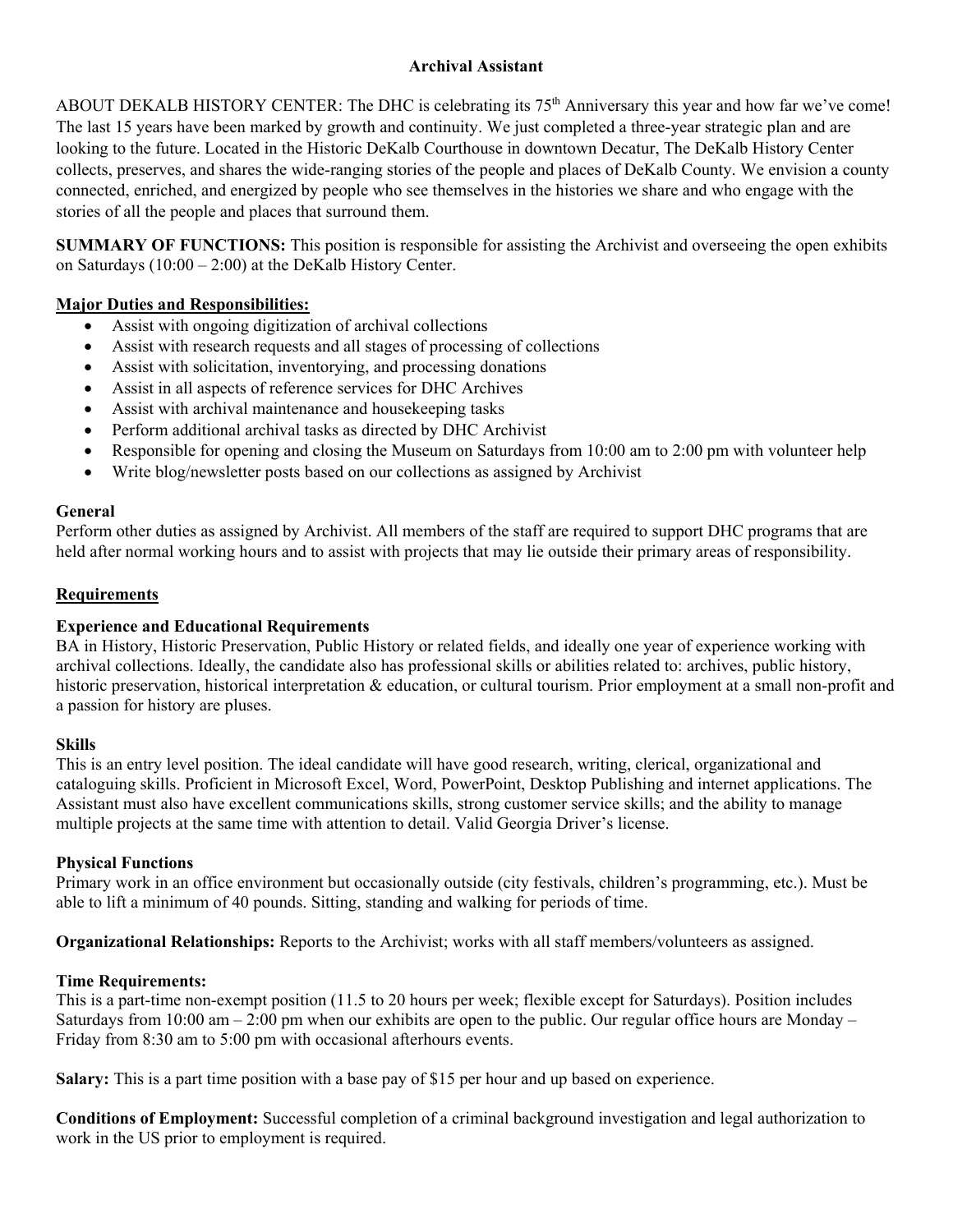# Archival Assistant

ABOUT DEKALB HISTORY CENTER: The DHC is celebrating its 75th Anniversary this year and how far we've come! The last 15 years have been marked by growth and continuity. We just completed a three-year strategic plan and are looking to the future. Located in the Historic DeKalb Courthouse in downtown Decatur, The DeKalb History Center collects, preserves, and shares the wide-ranging stories of the people and places of DeKalb County. We envision a county connected, enriched, and energized by people who see themselves in the histories we share and who engage with the stories of all the people and places that surround them.

**SUMMARY OF FUNCTIONS:** This position is responsible for assisting the Archivist and overseeing the open exhibits on Saturdays (10:00 – 2:00) at the DeKalb History Center.

## Major Duties and Responsibilities:

- Assist with ongoing digitization of archival collections
- Assist with research requests and all stages of processing of collections
- Assist with solicitation, inventorying, and processing donations
- Assist in all aspects of reference services for DHC Archives
- Assist with archival maintenance and housekeeping tasks
- Perform additional archival tasks as directed by DHC Archivist
- Responsible for opening and closing the Museum on Saturdays from 10:00 am to 2:00 pm with volunteer help
- Write blog/newsletter posts based on our collections as assigned by Archivist

### General

Perform other duties as assigned by Archivist. All members of the staff are required to support DHC programs that are held after normal working hours and to assist with projects that may lie outside their primary areas of responsibility.

## Requirements

### Experience and Educational Requirements

BA in History, Historic Preservation, Public History or related fields, and ideally one year of experience working with archival collections. Ideally, the candidate also has professional skills or abilities related to: archives, public history, historic preservation, historical interpretation & education, or cultural tourism. Prior employment at a small non-profit and a passion for history are pluses.

### Skills

This is an entry level position. The ideal candidate will have good research, writing, clerical, organizational and cataloguing skills. Proficient in Microsoft Excel, Word, PowerPoint, Desktop Publishing and internet applications. The Assistant must also have excellent communications skills, strong customer service skills; and the ability to manage multiple projects at the same time with attention to detail. Valid Georgia Driver's license.

### Physical Functions

Primary work in an office environment but occasionally outside (city festivals, children's programming, etc.). Must be able to lift a minimum of 40 pounds. Sitting, standing and walking for periods of time.

**Organizational Relationships:** Reports to the Archivist; works with all staff members/volunteers as assigned.

### Time Requirements:

This is a part-time non-exempt position (11.5 to 20 hours per week; flexible except for Saturdays). Position includes Saturdays from 10:00 am – 2:00 pm when our exhibits are open to the public. Our regular office hours are Monday – Friday from 8:30 am to 5:00 pm with occasional afterhours events.

**Salary:** This is a part time position with a base pay of $15 per hour and up based on experience.

**Conditions of Employment:** Successful completion of a criminal background investigation and legal authorization to work in the US prior to employment is required.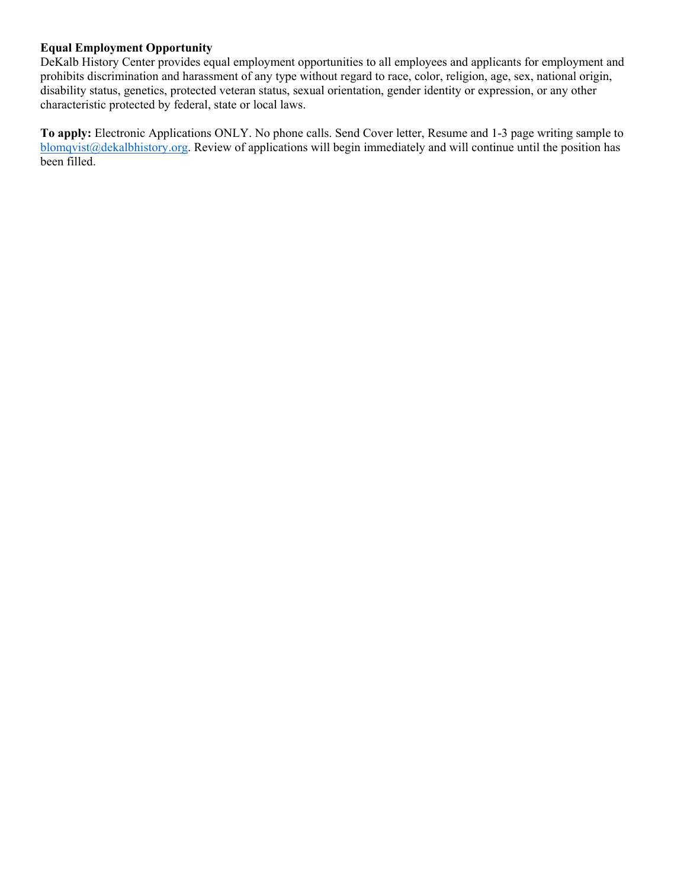**Equal Employment Opportunity**
DeKalb History Center provides equal employment opportunities to all employees and applicants for employment and prohibits discrimination and harassment of any type without regard to race, color, religion, age, sex, national origin, disability status, genetics, protected veteran status, sexual orientation, gender identity or expression, or any other characteristic protected by federal, state or local laws.

**To apply:** Electronic Applications ONLY. No phone calls. Send Cover letter, Resume and 1-3 page writing sample to blomqvist@dekalbhistory.org. Review of applications will begin immediately and will continue until the position has been filled.